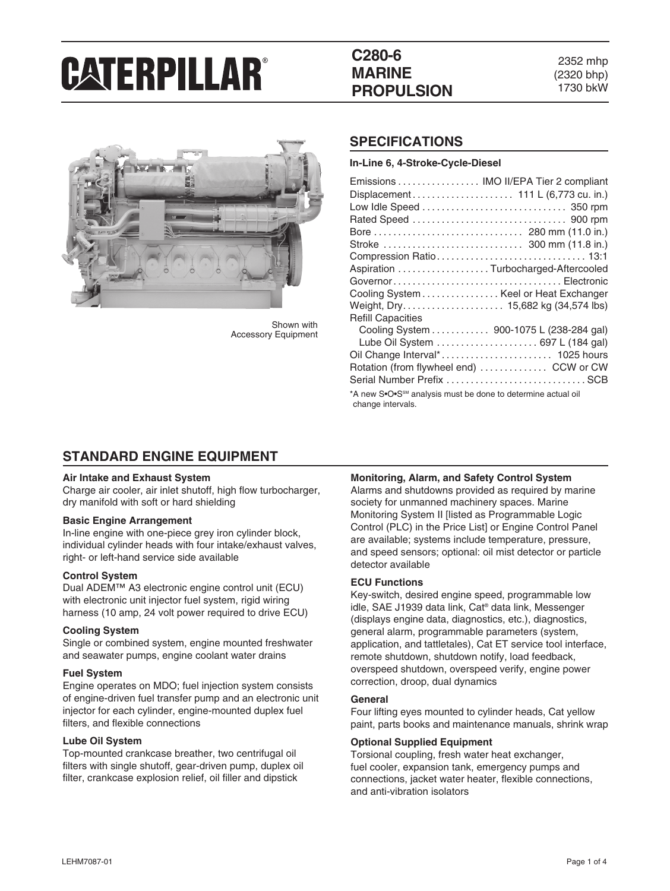# CATERPILLAR®

## C280-6 MARINE PROPULSION

2352 mhp
(2320 bhp)
1730 bkW

Shown with Accessory Equipment

## SPECIFICATIONS

**In-Line 6, 4-Stroke-Cycle-Diesel**

| | |
|---|---|
| Emissions | IMO II/EPA Tier 2 compliant |
| Displacement | 111 L (6,773 cu. in.) |
| Low Idle Speed | 350 rpm |
| Rated Speed | 900 rpm |
| Bore | 280 mm (11.0 in.) |
| Stroke | 300 mm (11.8 in.) |
| Compression Ratio | 13:1 |
| Aspiration | Turbocharged-Aftercooled |
| Governor | Electronic |
| Cooling System | Keel or Heat Exchanger |
| Weight, Dry | 15,682 kg (34,574 lbs) |
| Refill Capacities | |
| Cooling System | 900-1075 L (238-284 gal) |
| Lube Oil System | 697 L (184 gal) |
| Oil Change Interval* | 1025 hours |
| Rotation (from flywheel end) | CCW or CW |
| Serial Number Prefix | SCB |

*A new S•O•S℠ analysis must be done to determine actual oil change intervals.

## STANDARD ENGINE EQUIPMENT

**Air Intake and Exhaust System**
Charge air cooler, air inlet shutoff, high flow turbocharger, dry manifold with soft or hard shielding

**Basic Engine Arrangement**
In-line engine with one-piece grey iron cylinder block, individual cylinder heads with four intake/exhaust valves, right- or left-hand service side available

**Control System**
Dual ADEM™ A3 electronic engine control unit (ECU) with electronic unit injector fuel system, rigid wiring harness (10 amp, 24 volt power required to drive ECU)

**Cooling System**
Single or combined system, engine mounted freshwater and seawater pumps, engine coolant water drains

**Fuel System**
Engine operates on MDO; fuel injection system consists of engine-driven fuel transfer pump and an electronic unit injector for each cylinder, engine-mounted duplex fuel filters, and flexible connections

**Lube Oil System**
Top-mounted crankcase breather, two centrifugal oil filters with single shutoff, gear-driven pump, duplex oil filter, crankcase explosion relief, oil filler and dipstick

**Monitoring, Alarm, and Safety Control System**
Alarms and shutdowns provided as required by marine society for unmanned machinery spaces. Marine Monitoring System II [listed as Programmable Logic Control (PLC) in the Price List] or Engine Control Panel are available; systems include temperature, pressure, and speed sensors; optional: oil mist detector or particle detector available

**ECU Functions**
Key-switch, desired engine speed, programmable low idle, SAE J1939 data link, Cat® data link, Messenger (displays engine data, diagnostics, etc.), diagnostics, general alarm, programmable parameters (system, application, and tattletales), Cat ET service tool interface, remote shutdown, shutdown notify, load feedback, overspeed shutdown, overspeed verify, engine power correction, droop, dual dynamics

**General**
Four lifting eyes mounted to cylinder heads, Cat yellow paint, parts books and maintenance manuals, shrink wrap

**Optional Supplied Equipment**
Torsional coupling, fresh water heat exchanger, fuel cooler, expansion tank, emergency pumps and connections, jacket water heater, flexible connections, and anti-vibration isolators

LEHM7087-01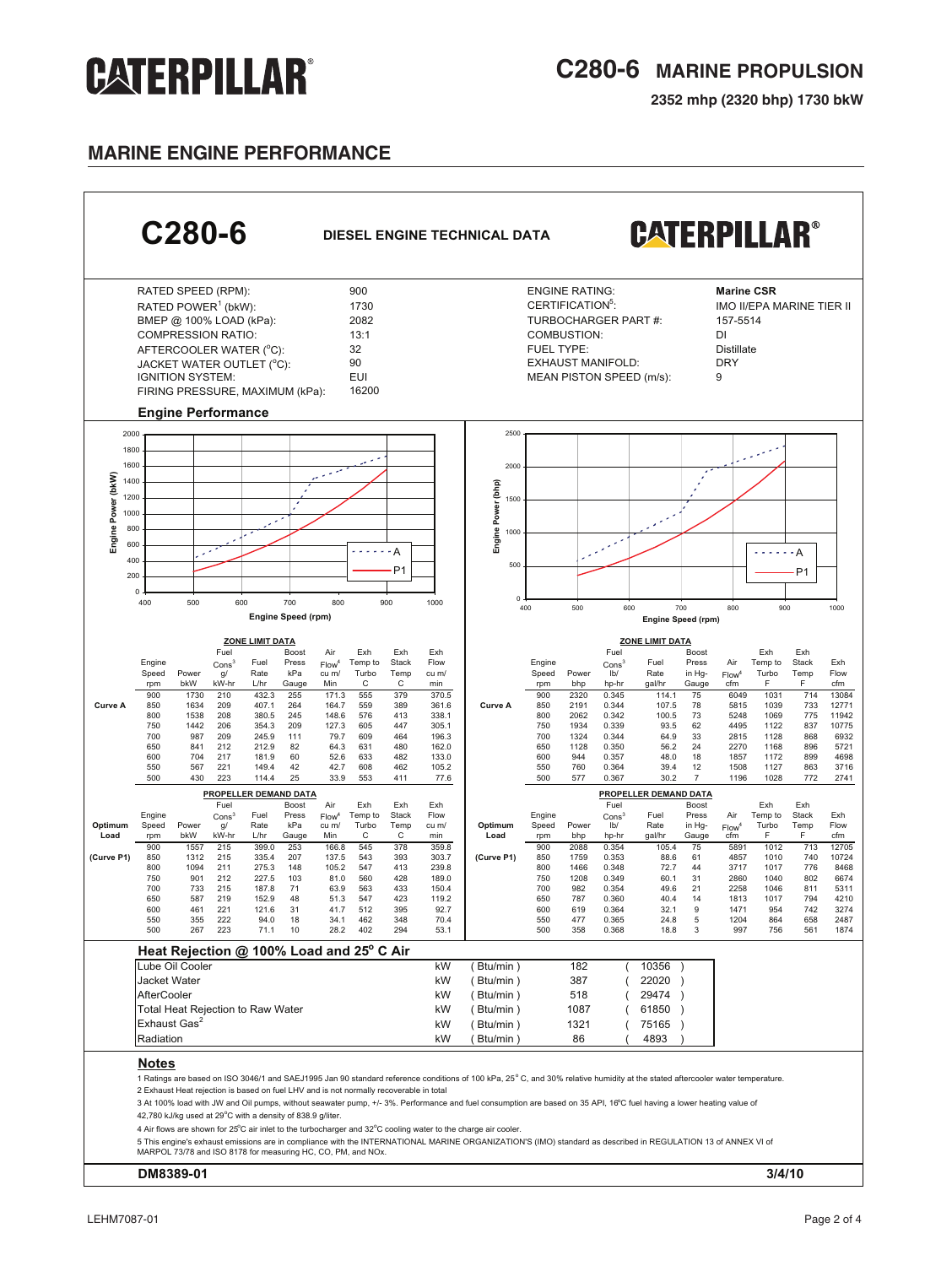# C280-6 MARINE PROPULSION

**2352 mhp (2320 bhp) 1730 bkW**

## MARINE ENGINE PERFORMANCE

## C280-6 DIESEL ENGINE TECHNICAL DATA

| | | | |
|---|---|---|---|
| RATED SPEED (RPM): | 900 | ENGINE RATING: | **Marine CSR** |
| RATED POWER[1] (bkW): | 1730 | CERTIFICATION[5]: | IMO II/EPA MARINE TIER II |
| BMEP @ 100% LOAD (kPa): | 2082 | TURBOCHARGER PART #: | 157-5514 |
| COMPRESSION RATIO: | 13:1 | COMBUSTION: | DI |
| AFTERCOOLER WATER (°C): | 32 | FUEL TYPE: | Distillate |
| JACKET WATER OUTLET (°C): | 90 | EXHAUST MANIFOLD: | DRY |
| IGNITION SYSTEM: | EUI | MEAN PISTON SPEED (m/s): | 9 |
| FIRING PRESSURE, MAXIMUM (kPa): | 16200 | | |

### Engine Performance

### ZONE LIMIT DATA (Metric)

| | Engine Speed rpm | Power bkW | Fuel Cons[3] g/kW-hr | Fuel Rate L/hr | Boost Press kPa Gauge | Air Flow[4] cu m/Min | Exh Temp to Turbo C | Exh Stack Temp C | Exh Flow cu m/min |
|---|---|---|---|---|---|---|---|---|---|
| Curve A | 900 | 1730 | 210 | 432.3 | 255 | 171.3 | 555 | 379 | 370.5 |
| | 850 | 1634 | 209 | 407.1 | 264 | 164.7 | 559 | 389 | 361.6 |
| | 800 | 1538 | 208 | 380.5 | 245 | 148.6 | 576 | 413 | 338.1 |
| | 750 | 1442 | 206 | 354.3 | 209 | 127.3 | 605 | 447 | 305.1 |
| | 700 | 987 | 209 | 245.9 | 111 | 79.7 | 609 | 464 | 196.3 |
| | 650 | 841 | 212 | 212.9 | 82 | 64.3 | 631 | 480 | 162.0 |
| | 600 | 704 | 217 | 181.9 | 60 | 52.6 | 633 | 482 | 133.0 |
| | 550 | 567 | 221 | 149.4 | 42 | 42.7 | 608 | 462 | 105.2 |
| | 500 | 430 | 223 | 114.4 | 25 | 33.9 | 553 | 411 | 77.6 |

### PROPELLER DEMAND DATA (Metric)

| Optimum Load | Engine Speed rpm | Power bkW | Fuel Cons[3] g/kW-hr | Fuel Rate L/hr | Boost Press kPa Gauge | Air Flow[4] cu m/Min | Exh Temp to Turbo C | Exh Stack Temp C | Exh Flow cu m/min |
|---|---|---|---|---|---|---|---|---|---|
| (Curve P1) | 900 | 1557 | 215 | 399.0 | 253 | 166.8 | 545 | 378 | 359.8 |
| | 850 | 1312 | 215 | 335.4 | 207 | 137.5 | 543 | 393 | 303.7 |
| | 800 | 1094 | 211 | 275.3 | 148 | 105.2 | 547 | 413 | 239.8 |
| | 750 | 901 | 212 | 227.5 | 103 | 81.0 | 560 | 428 | 189.0 |
| | 700 | 733 | 215 | 187.8 | 71 | 63.9 | 563 | 433 | 150.4 |
| | 650 | 587 | 219 | 152.9 | 48 | 51.3 | 547 | 423 | 119.2 |
| | 600 | 461 | 221 | 121.6 | 31 | 41.7 | 512 | 395 | 92.7 |
| | 550 | 355 | 222 | 94.0 | 18 | 34.1 | 462 | 348 | 70.4 |
| | 500 | 267 | 223 | 71.1 | 10 | 28.2 | 402 | 294 | 53.1 |

### ZONE LIMIT DATA (English)

| | Engine Speed rpm | Power bhp | Fuel Cons[3] lb/hp-hr | Fuel Rate gal/hr | Boost Press in Hg-Gauge | Air Flow[4] cfm | Exh Temp to Turbo F | Exh Stack Temp F | Exh Flow cfm |
|---|---|---|---|---|---|---|---|---|---|
| Curve A | 900 | 2320 | 0.345 | 114.1 | 75 | 6049 | 1031 | 714 | 13084 |
| | 850 | 2191 | 0.344 | 107.5 | 78 | 5815 | 1039 | 733 | 12771 |
| | 800 | 2062 | 0.342 | 100.5 | 73 | 5248 | 1069 | 775 | 11942 |
| | 750 | 1934 | 0.339 | 93.5 | 62 | 4495 | 1122 | 837 | 10775 |
| | 700 | 1324 | 0.344 | 64.9 | 33 | 2815 | 1128 | 868 | 6932 |
| | 650 | 1128 | 0.350 | 56.2 | 24 | 2270 | 1168 | 896 | 5721 |
| | 600 | 944 | 0.357 | 48.0 | 18 | 1857 | 1172 | 899 | 4698 |
| | 550 | 760 | 0.364 | 39.4 | 12 | 1508 | 1127 | 863 | 3716 |
| | 500 | 577 | 0.367 | 30.2 | 7 | 1196 | 1028 | 772 | 2741 |

### PROPELLER DEMAND DATA (English)

| Optimum Load | Engine Speed rpm | Power bhp | Fuel Cons[3] lb/hp-hr | Fuel Rate gal/hr | Boost Press in Hg-Gauge | Air Flow[4] cfm | Exh Temp to Turbo F | Exh Stack Temp F | Exh Flow cfm |
|---|---|---|---|---|---|---|---|---|---|
| (Curve P1) | 900 | 2088 | 0.354 | 105.4 | 75 | 5891 | 1012 | 713 | 12705 |
| | 850 | 1759 | 0.353 | 88.6 | 61 | 4857 | 1010 | 740 | 10724 |
| | 800 | 1466 | 0.348 | 72.7 | 44 | 3717 | 1017 | 776 | 8468 |
| | 750 | 1208 | 0.349 | 60.1 | 31 | 2860 | 1040 | 802 | 6674 |
| | 700 | 982 | 0.354 | 49.6 | 21 | 2258 | 1046 | 811 | 5311 |
| | 650 | 787 | 0.360 | 40.4 | 14 | 1813 | 1017 | 794 | 4210 |
| | 600 | 619 | 0.364 | 32.1 | 9 | 1471 | 954 | 742 | 3274 |
| | 550 | 477 | 0.365 | 24.8 | 5 | 1204 | 864 | 658 | 2487 |
| | 500 | 358 | 0.368 | 18.8 | 3 | 997 | 756 | 561 | 1874 |

### Heat Rejection @ 100% Load and 25° C Air

| | kW | Btu/min |
|---|---|---|
| Lube Oil Cooler | 182 | 10356 |
| Jacket Water | 387 | 22020 |
| AfterCooler | 518 | 29474 |
| Total Heat Rejection to Raw Water | 1087 | 61850 |
| Exhaust Gas[2] | 1321 | 75165 |
| Radiation | 86 | 4893 |

### Notes

1 Ratings are based on ISO 3046/1 and SAEJ1995 Jan 90 standard reference conditions of 100 kPa, 25° C, and 30% relative humidity at the stated aftercooler water temperature.

2 Exhaust Heat rejection is based on fuel LHV and is not normally recoverable in total

3 At 100% load with JW and Oil pumps, without seawater pump, +/- 3%. Performance and fuel consumption are based on 35 API, 16°C fuel having a lower heating value of 42,780 kJ/kg used at 29°C with a density of 838.9 g/liter.

4 Air flows are shown for 25°C air inlet to the turbocharger and 32°C cooling water to the charge air cooler.

5 This engine's exhaust emissions are in compliance with the INTERNATIONAL MARINE ORGANIZATION'S (IMO) standard as described in REGULATION 13 of ANNEX VI of MARPOL 73/78 and ISO 8178 for measuring HC, CO, PM, and NOx.

**DM8389-01** **3/4/10**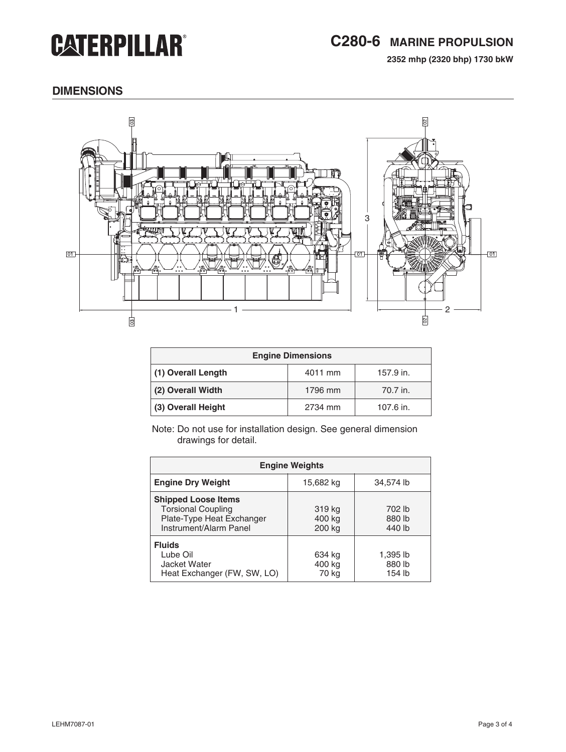# C280-6 MARINE PROPULSION

**2352 mhp (2320 bhp) 1730 bkW**

## DIMENSIONS

| Engine Dimensions | | |
|---|---|---|
| **(1) Overall Length** | 4011 mm | 157.9 in. |
| **(2) Overall Width** | 1796 mm | 70.7 in. |
| **(3) Overall Height** | 2734 mm | 107.6 in. |

Note: Do not use for installation design. See general dimension drawings for detail.

| Engine Weights | | |
|---|---|---|
| **Engine Dry Weight** | 15,682 kg | 34,574 lb |
| **Shipped Loose Items** | | |
| Torsional Coupling | 319 kg | 702 lb |
| Plate-Type Heat Exchanger | 400 kg | 880 lb |
| Instrument/Alarm Panel | 200 kg | 440 lb |
| **Fluids** | | |
| Lube Oil | 634 kg | 1,395 lb |
| Jacket Water | 400 kg | 880 lb |
| Heat Exchanger (FW, SW, LO) | 70 kg | 154 lb |

LEHM7087-01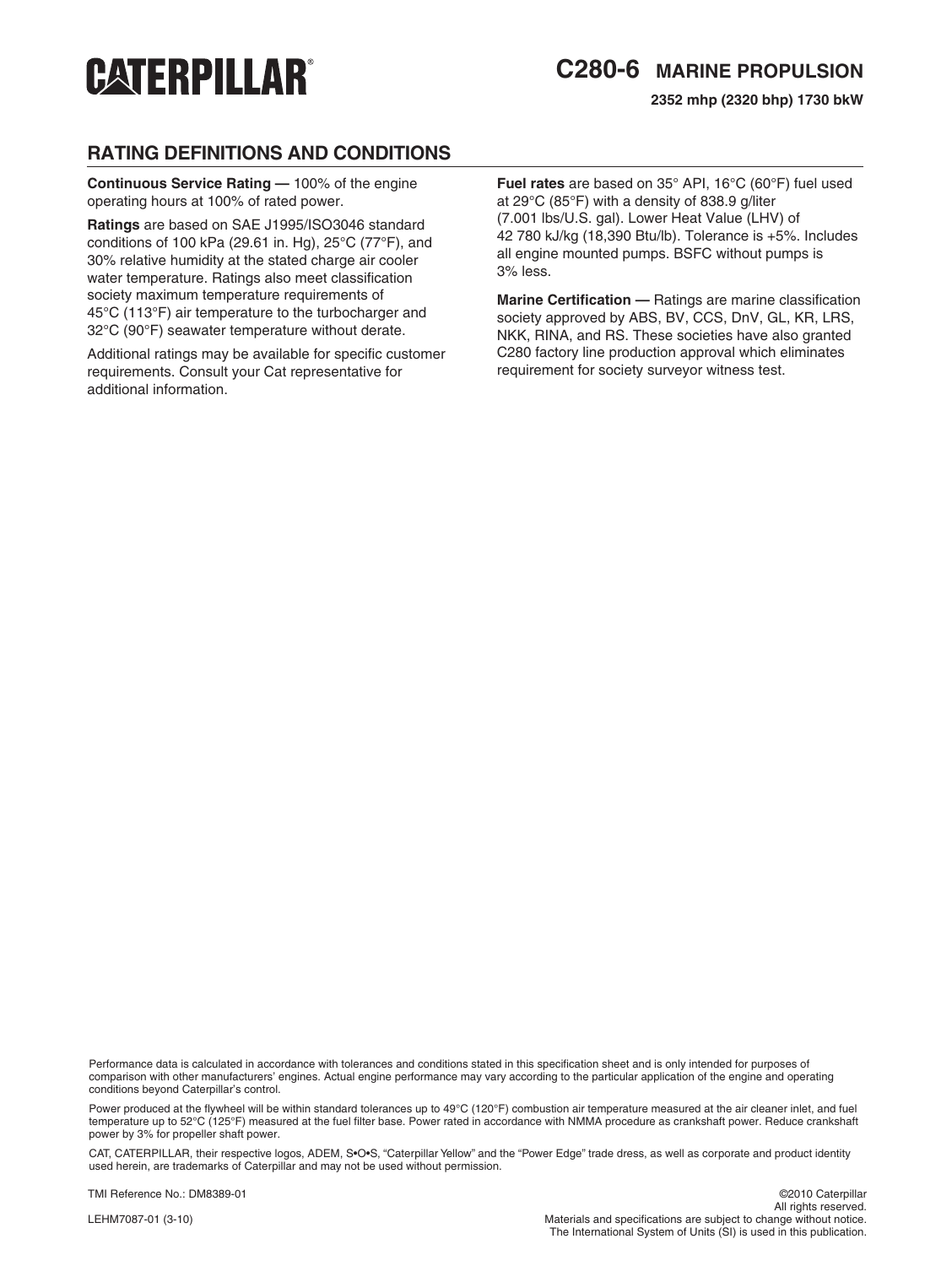# CATERPILLAR®

# C280-6 MARINE PROPULSION

**2352 mhp (2320 bhp) 1730 bkW**

## RATING DEFINITIONS AND CONDITIONS

**Continuous Service Rating —** 100% of the engine operating hours at 100% of rated power.

**Ratings** are based on SAE J1995/ISO3046 standard conditions of 100 kPa (29.61 in. Hg), 25°C (77°F), and 30% relative humidity at the stated charge air cooler water temperature. Ratings also meet classification society maximum temperature requirements of 45°C (113°F) air temperature to the turbocharger and 32°C (90°F) seawater temperature without derate.

Additional ratings may be available for specific customer requirements. Consult your Cat representative for additional information.

**Fuel rates** are based on 35° API, 16°C (60°F) fuel used at 29°C (85°F) with a density of 838.9 g/liter (7.001 lbs/U.S. gal). Lower Heat Value (LHV) of 42 780 kJ/kg (18,390 Btu/lb). Tolerance is +5%. Includes all engine mounted pumps. BSFC without pumps is 3% less.

**Marine Certification —** Ratings are marine classification society approved by ABS, BV, CCS, DnV, GL, KR, LRS, NKK, RINA, and RS. These societies have also granted C280 factory line production approval which eliminates requirement for society surveyor witness test.

Performance data is calculated in accordance with tolerances and conditions stated in this specification sheet and is only intended for purposes of comparison with other manufacturers' engines. Actual engine performance may vary according to the particular application of the engine and operating conditions beyond Caterpillar's control.

Power produced at the flywheel will be within standard tolerances up to 49°C (120°F) combustion air temperature measured at the air cleaner inlet, and fuel temperature up to 52°C (125°F) measured at the fuel filter base. Power rated in accordance with NMMA procedure as crankshaft power. Reduce crankshaft power by 3% for propeller shaft power.

CAT, CATERPILLAR, their respective logos, ADEM, S•O•S, "Caterpillar Yellow" and the "Power Edge" trade dress, as well as corporate and product identity used herein, are trademarks of Caterpillar and may not be used without permission.

TMI Reference No.: DM8389-01

LEHM7087-01 (3-10)

©2010 Caterpillar
All rights reserved.
Materials and specifications are subject to change without notice.
The International System of Units (SI) is used in this publication.